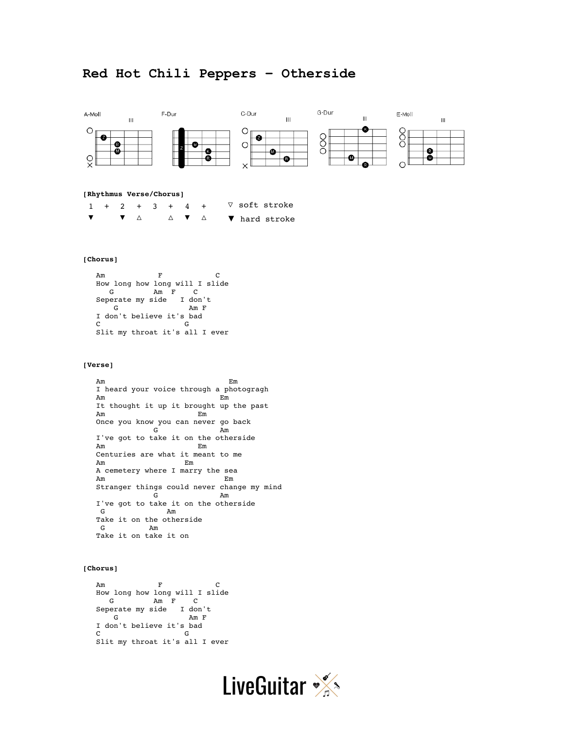# Red Hot Chili Peppers – Otherside

A-Moll  F-Dur  C-Dur  G-Dur  E-Moll

**[Rhythmus Verse/Chorus]**

```
1  +  2  +  3  +  4  +     ▽ soft stroke
▼     ▼  △     △  ▼  △     ▼ hard stroke
```

**[Chorus]**

```
Am            F            C
How long how long will I slide
   G          Am  F    C
Seperate my side   I don't
    G                Am F
I don't believe it's bad
C                   G
Slit my throat it's all I ever
```

**[Verse]**

```
Am                              Em
I heard your voice through a photogragh
Am                            Em
It thought it up it brought up the past
Am                       Em
Once you know you can never go back
             G               Am
I've got to take it on the otherside
Am                      Em
Centuries are what it meant to me
Am                   Em
A cemetery where I marry the sea
Am                              Em
Stranger things could never change my mind
             G               Am
I've got to take it on the otherside
 G                Am
Take it on the otherside
 G           Am
Take it on take it on
```

**[Chorus]**

```
Am            F            C
How long how long will I slide
   G          Am  F    C
Seperate my side   I don't
    G                Am F
I don't believe it's bad
C                   G
Slit my throat it's all I ever
```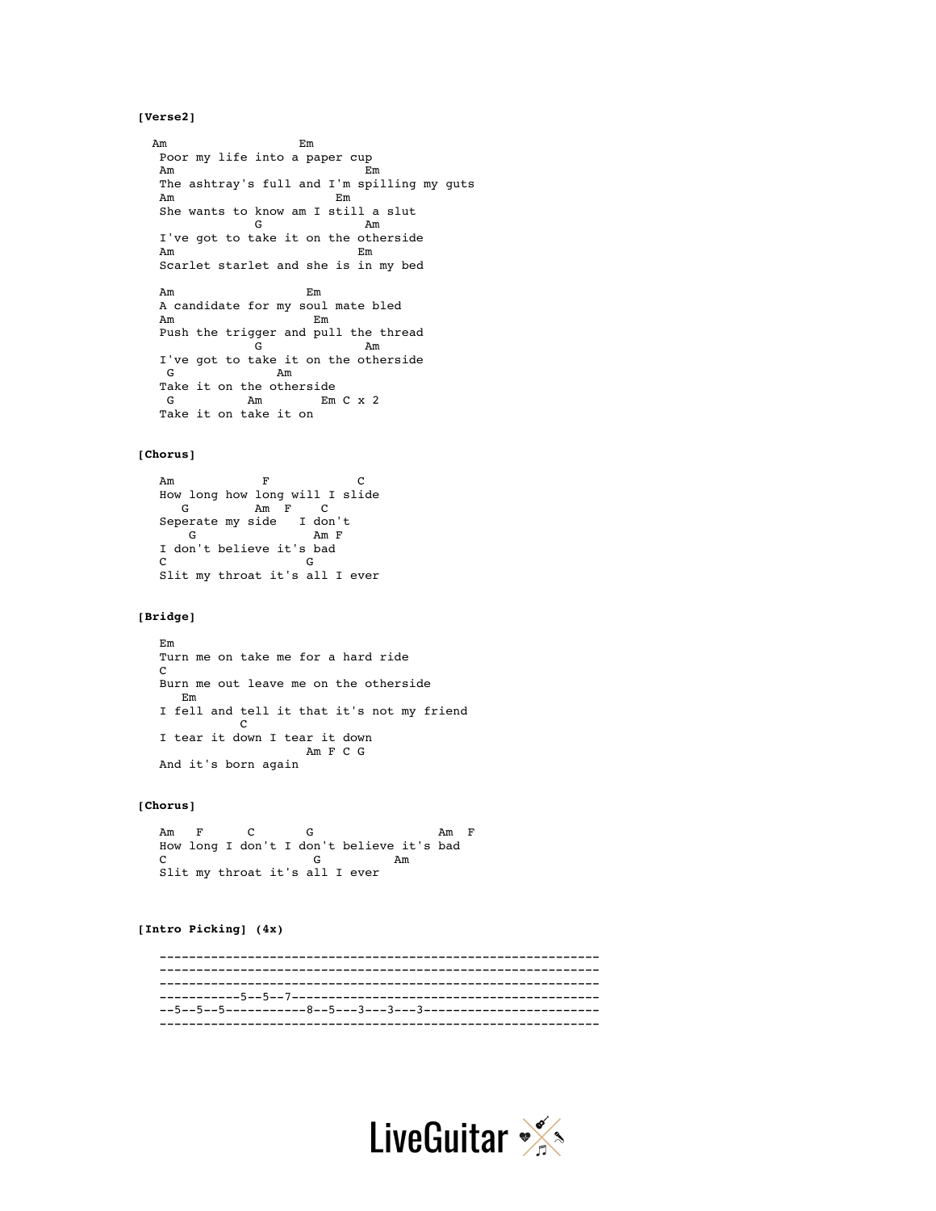**[Verse2]**

```
 Am                    Em
  Poor my life into a paper cup
  Am                           Em
  The ashtray's full and I'm spilling my guts
  Am                        Em
  She wants to know am I still a slut
               G               Am
  I've got to take it on the otherside
  Am                          Em
  Scarlet starlet and she is in my bed

  Am                    Em
  A candidate for my soul mate bled
  Am                     Em
  Push the trigger and pull the thread
               G              Am
  I've got to take it on the otherside
   G              Am
  Take it on the otherside
   G          Am        Em C x 2
  Take it on take it on
```

**[Chorus]**

```
  Am            F            C
  How long how long will I slide
     G          Am  F    C
  Seperate my side   I don't
     G                 Am F
  I don't believe it's bad
  C                    G
  Slit my throat it's all I ever
```

**[Bridge]**

```
  Em
  Turn me on take me for a hard ride
  C
  Burn me out leave me on the otherside
     Em
  I fell and tell it that it's not my friend
           C
  I tear it down I tear it down
                       Am F C G
  And it's born again
```

**[Chorus]**

```
  Am   F      C       G                 Am  F
  How long I don't I don't believe it's bad
  C                    G          Am
  Slit my throat it's all I ever
```

**[Intro Picking] (4x)**

```
  ------------------------------------------------------------
  ------------------------------------------------------------
  ------------------------------------------------------------
  -----------5--5--7------------------------------------------
  --5--5--5-----------8--5---3---3---3------------------------
  ------------------------------------------------------------
```